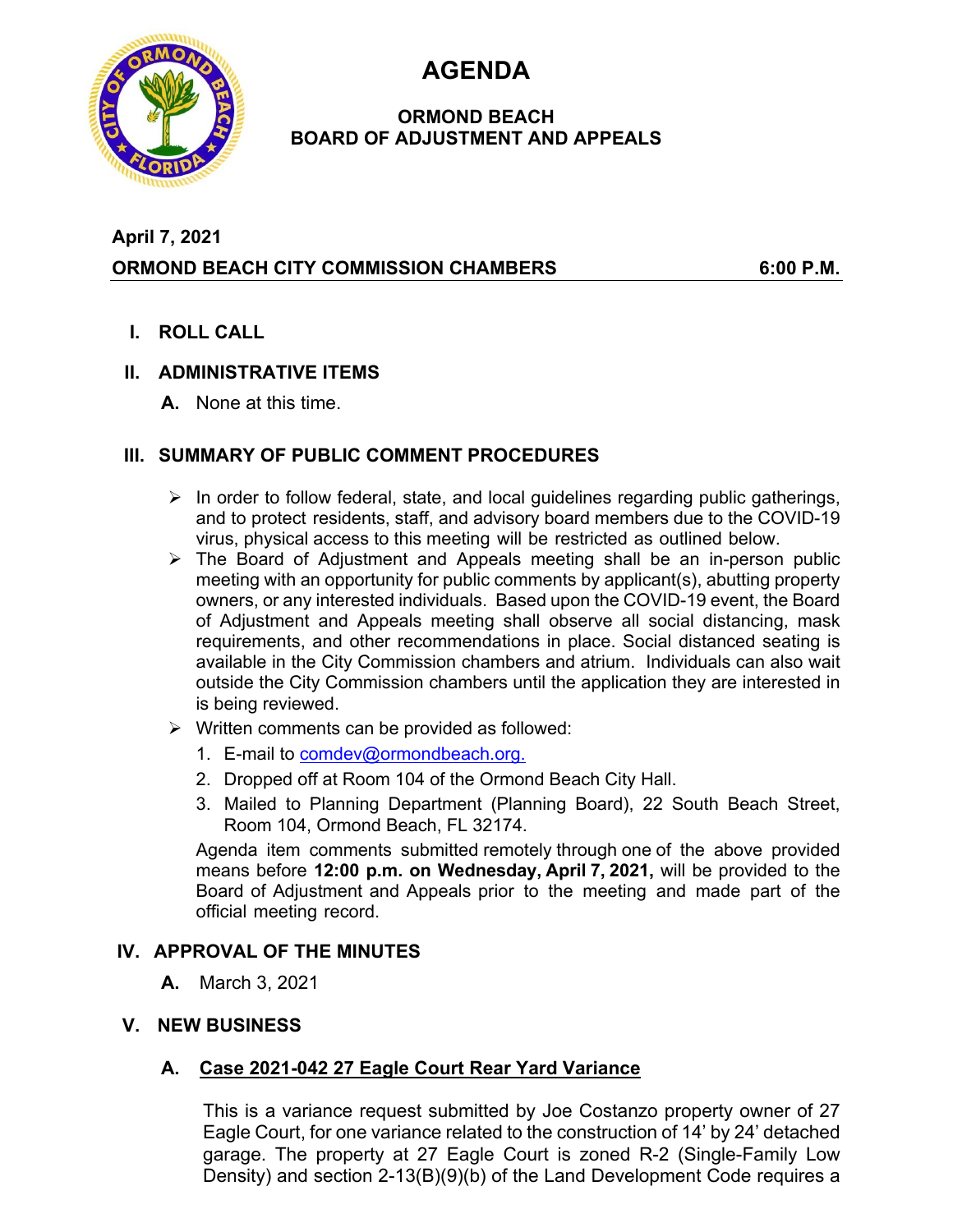# AGENDA

## ORMOND BEACH BOARD OF ADJUSTMENT AND APPEALS

**April 7, 2021**

**ORMOND BEACH CITY COMMISSION CHAMBERS 6:00 P.M.**

## I. ROLL CALL

## II. ADMINISTRATIVE ITEMS

**A.** None at this time.

## III. SUMMARY OF PUBLIC COMMENT PROCEDURES

- In order to follow federal, state, and local guidelines regarding public gatherings, and to protect residents, staff, and advisory board members due to the COVID-19 virus, physical access to this meeting will be restricted as outlined below.
- The Board of Adjustment and Appeals meeting shall be an in-person public meeting with an opportunity for public comments by applicant(s), abutting property owners, or any interested individuals. Based upon the COVID-19 event, the Board of Adjustment and Appeals meeting shall observe all social distancing, mask requirements, and other recommendations in place. Social distanced seating is available in the City Commission chambers and atrium. Individuals can also wait outside the City Commission chambers until the application they are interested in is being reviewed.
- Written comments can be provided as followed:
  1. E-mail to comdev@ormondbeach.org.
  2. Dropped off at Room 104 of the Ormond Beach City Hall.
  3. Mailed to Planning Department (Planning Board), 22 South Beach Street, Room 104, Ormond Beach, FL 32174.

  Agenda item comments submitted remotely through one of the above provided means before **12:00 p.m. on Wednesday, April 7, 2021,** will be provided to the Board of Adjustment and Appeals prior to the meeting and made part of the official meeting record.

## IV. APPROVAL OF THE MINUTES

**A.** March 3, 2021

## V. NEW BUSINESS

### A. Case 2021-042 27 Eagle Court Rear Yard Variance

This is a variance request submitted by Joe Costanzo property owner of 27 Eagle Court, for one variance related to the construction of 14' by 24' detached garage. The property at 27 Eagle Court is zoned R-2 (Single-Family Low Density) and section 2-13(B)(9)(b) of the Land Development Code requires a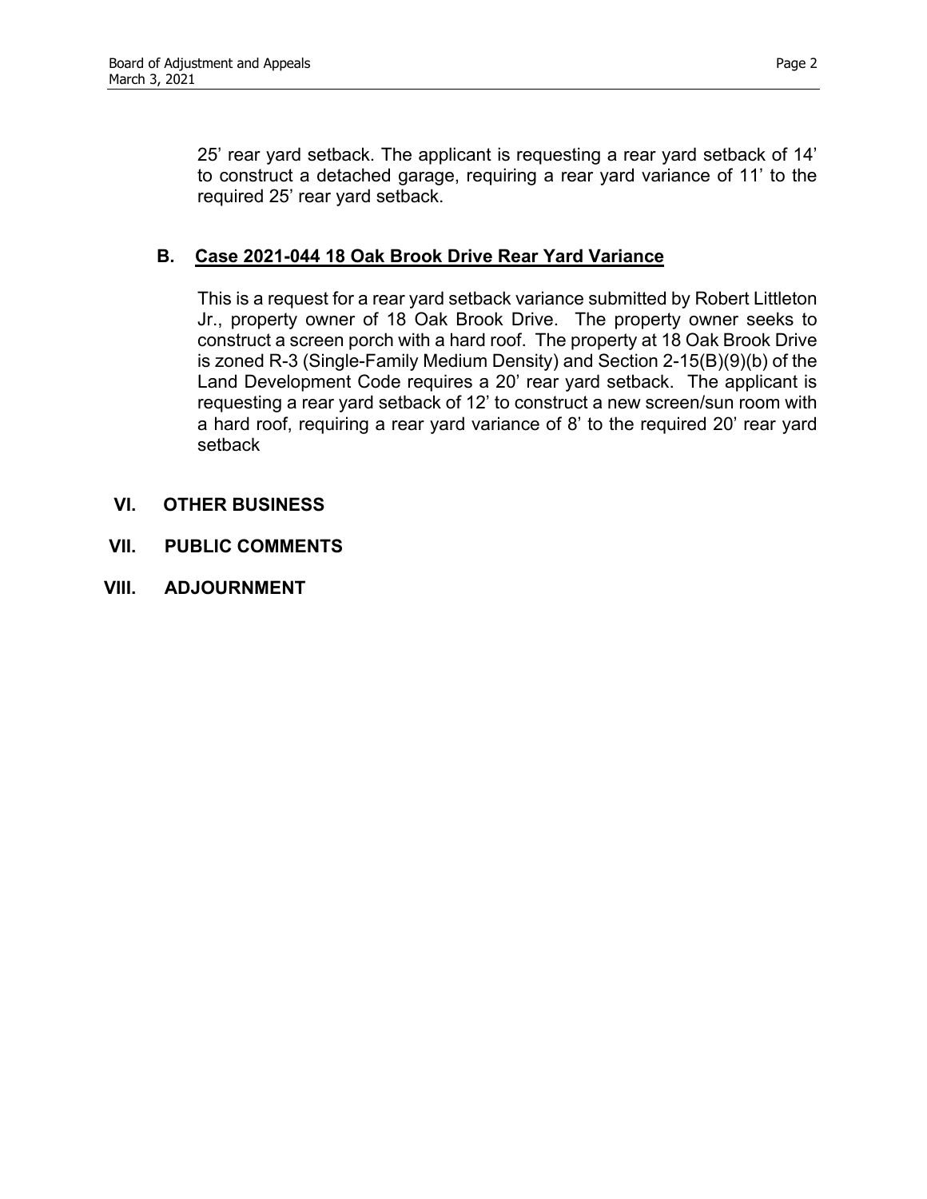25’ rear yard setback. The applicant is requesting a rear yard setback of 14’ to construct a detached garage, requiring a rear yard variance of 11’ to the required 25’ rear yard setback.

### B. Case 2021-044 18 Oak Brook Drive Rear Yard Variance

This is a request for a rear yard setback variance submitted by Robert Littleton Jr., property owner of 18 Oak Brook Drive. The property owner seeks to construct a screen porch with a hard roof. The property at 18 Oak Brook Drive is zoned R-3 (Single-Family Medium Density) and Section 2-15(B)(9)(b) of the Land Development Code requires a 20’ rear yard setback. The applicant is requesting a rear yard setback of 12’ to construct a new screen/sun room with a hard roof, requiring a rear yard variance of 8’ to the required 20’ rear yard setback

## VI. OTHER BUSINESS

## VII. PUBLIC COMMENTS

## VIII. ADJOURNMENT